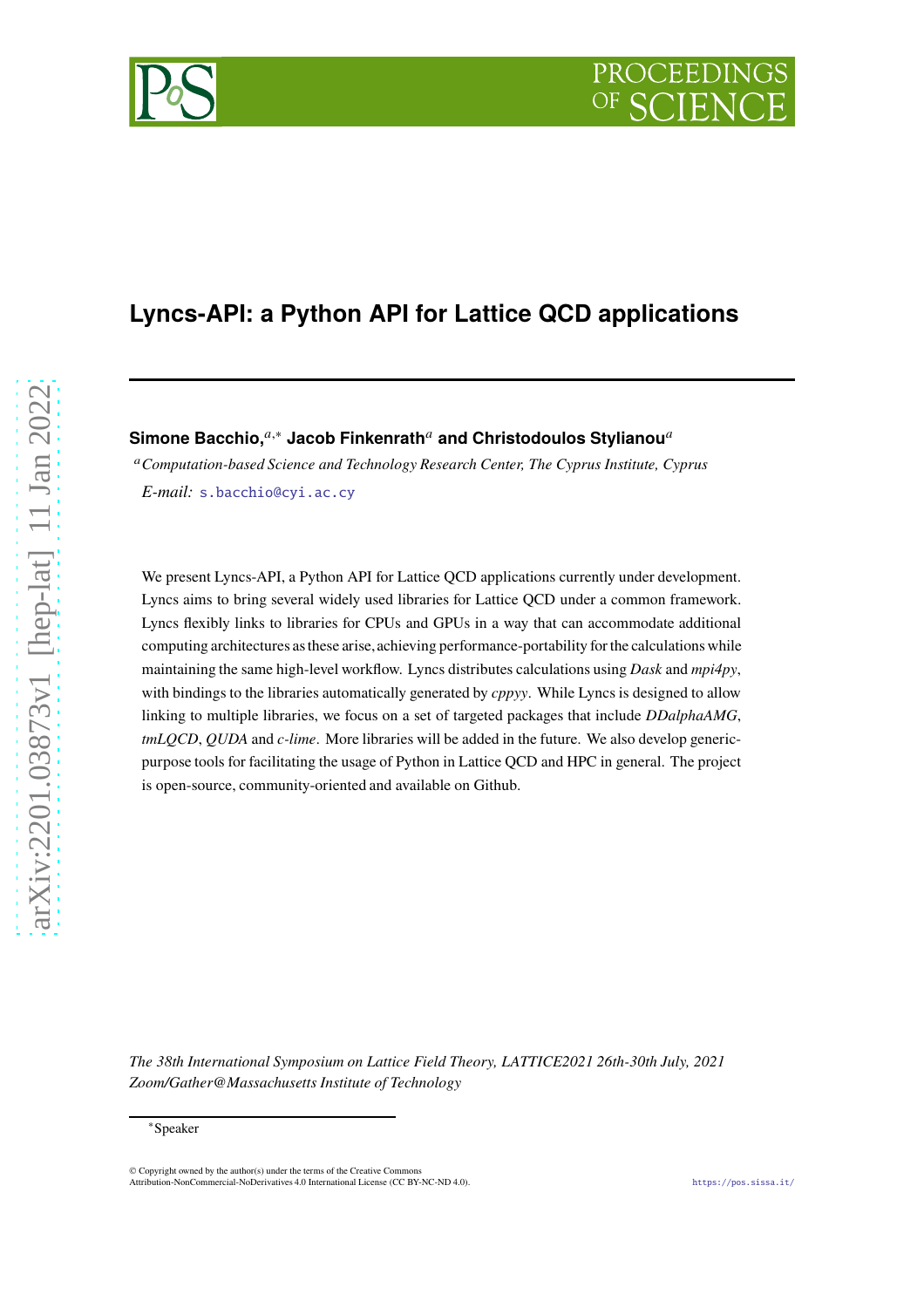# Lyncs-API: a Python API for Lattice QCD applications

**Simone Bacchio,**[a,*] **Jacob Finkenrath**[a] **and Christodoulos Stylianou**[a]

[a] *Computation-based Science and Technology Research Center, The Cyprus Institute, Cyprus*

*E-mail:* s.bacchio@cyi.ac.cy

We present Lyncs-API, a Python API for Lattice QCD applications currently under development. Lyncs aims to bring several widely used libraries for Lattice QCD under a common framework. Lyncs flexibly links to libraries for CPUs and GPUs in a way that can accommodate additional computing architectures as these arise, achieving performance-portability for the calculations while maintaining the same high-level workflow. Lyncs distributes calculations using *Dask* and *mpi4py*, with bindings to the libraries automatically generated by *cppyy*. While Lyncs is designed to allow linking to multiple libraries, we focus on a set of targeted packages that include *DDalphaAMG*, *tmLQCD*, *QUDA* and *c-lime*. More libraries will be added in the future. We also develop generic-purpose tools for facilitating the usage of Python in Lattice QCD and HPC in general. The project is open-source, community-oriented and available on Github.

*The 38th International Symposium on Lattice Field Theory, LATTICE2021 26th-30th July, 2021*
*Zoom/Gather@Massachusetts Institute of Technology*

[*] Speaker

© Copyright owned by the author(s) under the terms of the Creative Commons Attribution-NonCommercial-NoDerivatives 4.0 International License (CC BY-NC-ND 4.0).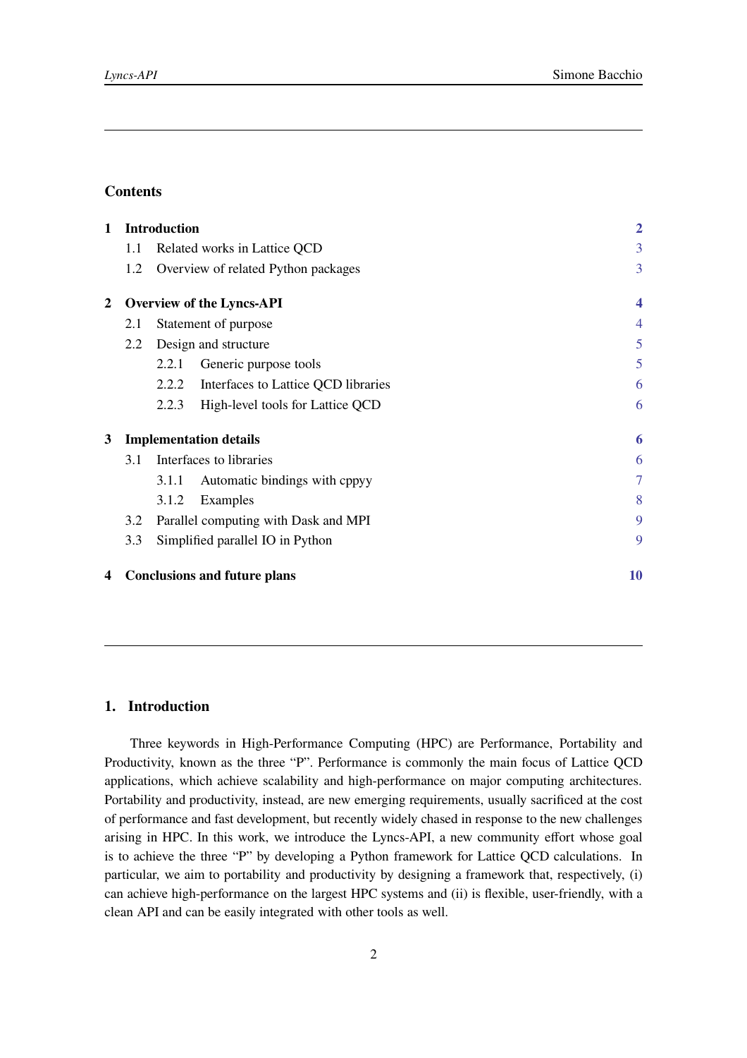## Contents

| | | |
|---|---|---|
| **1** | **Introduction** | **2** |
| 1.1 | Related works in Lattice QCD | 3 |
| 1.2 | Overview of related Python packages | 3 |
| **2** | **Overview of the Lyncs-API** | **4** |
| 2.1 | Statement of purpose | 4 |
| 2.2 | Design and structure | 5 |
| 2.2.1 | Generic purpose tools | 5 |
| 2.2.2 | Interfaces to Lattice QCD libraries | 6 |
| 2.2.3 | High-level tools for Lattice QCD | 6 |
| **3** | **Implementation details** | **6** |
| 3.1 | Interfaces to libraries | 6 |
| 3.1.1 | Automatic bindings with cppyy | 7 |
| 3.1.2 | Examples | 8 |
| 3.2 | Parallel computing with Dask and MPI | 9 |
| 3.3 | Simplified parallel IO in Python | 9 |
| **4** | **Conclusions and future plans** | **10** |

## 1. Introduction

Three keywords in High-Performance Computing (HPC) are Performance, Portability and Productivity, known as the three "P". Performance is commonly the main focus of Lattice QCD applications, which achieve scalability and high-performance on major computing architectures. Portability and productivity, instead, are new emerging requirements, usually sacrificed at the cost of performance and fast development, but recently widely chased in response to the new challenges arising in HPC. In this work, we introduce the Lyncs-API, a new community effort whose goal is to achieve the three "P" by developing a Python framework for Lattice QCD calculations. In particular, we aim to portability and productivity by designing a framework that, respectively, (i) can achieve high-performance on the largest HPC systems and (ii) is flexible, user-friendly, with a clean API and can be easily integrated with other tools as well.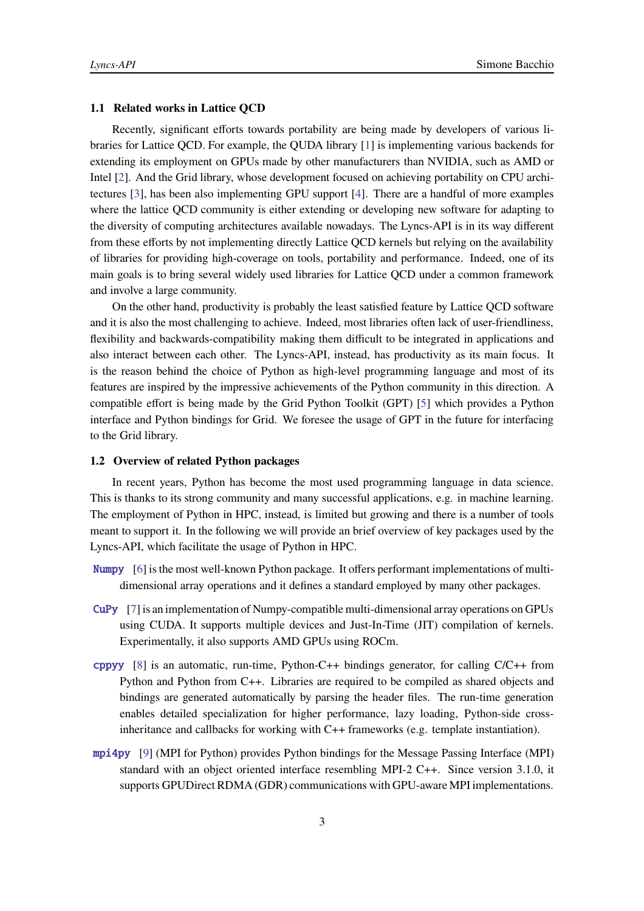### 1.1 Related works in Lattice QCD

Recently, significant efforts towards portability are being made by developers of various libraries for Lattice QCD. For example, the QUDA library [1] is implementing various backends for extending its employment on GPUs made by other manufacturers than NVIDIA, such as AMD or Intel [2]. And the Grid library, whose development focused on achieving portability on CPU architectures [3], has been also implementing GPU support [4]. There are a handful of more examples where the lattice QCD community is either extending or developing new software for adapting to the diversity of computing architectures available nowadays. The Lyncs-API is in its way different from these efforts by not implementing directly Lattice QCD kernels but relying on the availability of libraries for providing high-coverage on tools, portability and performance. Indeed, one of its main goals is to bring several widely used libraries for Lattice QCD under a common framework and involve a large community.

On the other hand, productivity is probably the least satisfied feature by Lattice QCD software and it is also the most challenging to achieve. Indeed, most libraries often lack of user-friendliness, flexibility and backwards-compatibility making them difficult to be integrated in applications and also interact between each other. The Lyncs-API, instead, has productivity as its main focus. It is the reason behind the choice of Python as high-level programming language and most of its features are inspired by the impressive achievements of the Python community in this direction. A compatible effort is being made by the Grid Python Toolkit (GPT) [5] which provides a Python interface and Python bindings for Grid. We foresee the usage of GPT in the future for interfacing to the Grid library.

### 1.2 Overview of related Python packages

In recent years, Python has become the most used programming language in data science. This is thanks to its strong community and many successful applications, e.g. in machine learning. The employment of Python in HPC, instead, is limited but growing and there is a number of tools meant to support it. In the following we will provide an brief overview of key packages used by the Lyncs-API, which facilitate the usage of Python in HPC.

`Numpy` [6] is the most well-known Python package. It offers performant implementations of multi-dimensional array operations and it defines a standard employed by many other packages.

`CuPy` [7] is an implementation of Numpy-compatible multi-dimensional array operations on GPUs using CUDA. It supports multiple devices and Just-In-Time (JIT) compilation of kernels. Experimentally, it also supports AMD GPUs using ROCm.

`cppyy` [8] is an automatic, run-time, Python-C++ bindings generator, for calling C/C++ from Python and Python from C++. Libraries are required to be compiled as shared objects and bindings are generated automatically by parsing the header files. The run-time generation enables detailed specialization for higher performance, lazy loading, Python-side cross-inheritance and callbacks for working with C++ frameworks (e.g. template instantiation).

`mpi4py` [9] (MPI for Python) provides Python bindings for the Message Passing Interface (MPI) standard with an object oriented interface resembling MPI-2 C++. Since version 3.1.0, it supports GPUDirect RDMA (GDR) communications with GPU-aware MPI implementations.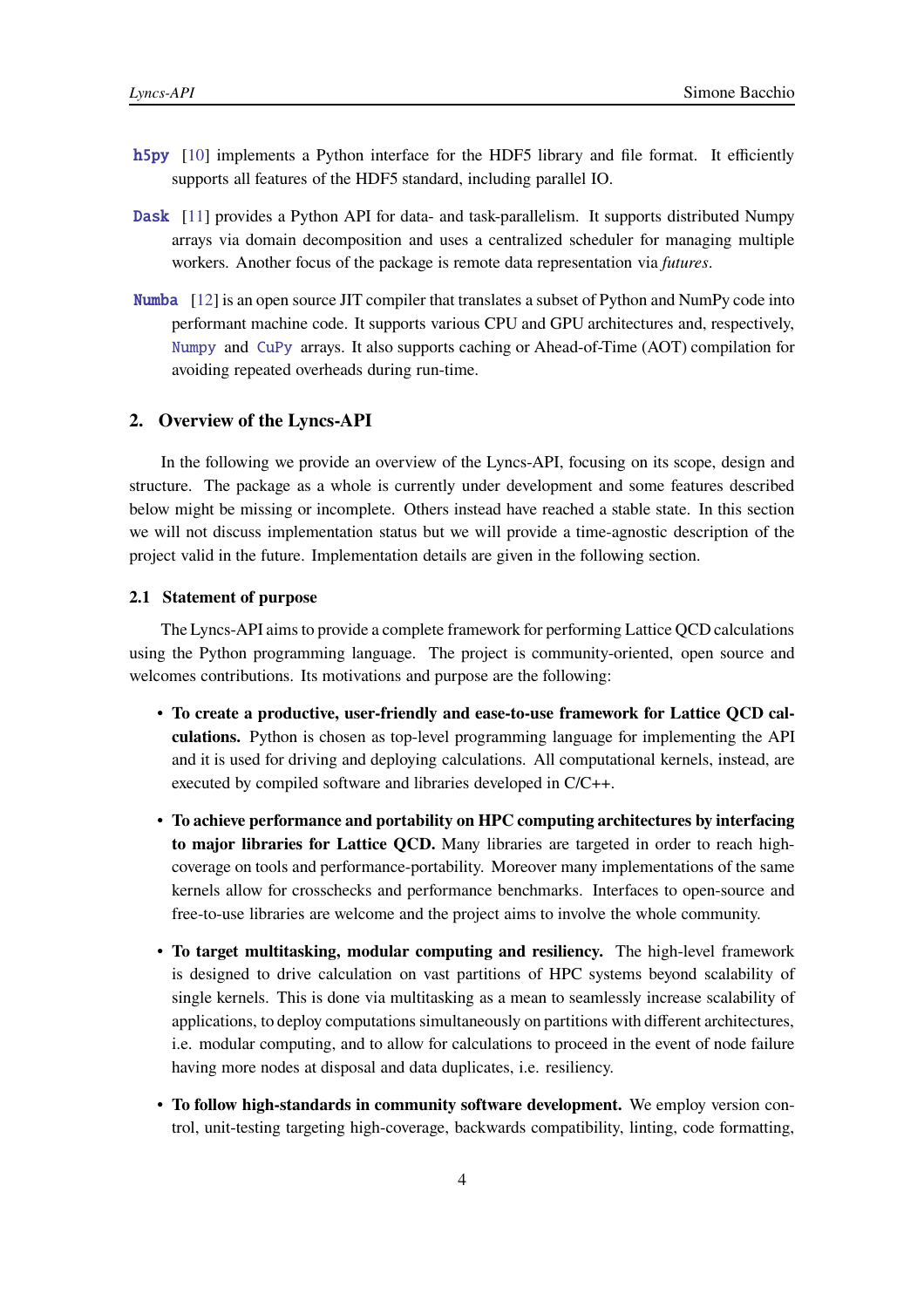**h5py** [10] implements a Python interface for the HDF5 library and file format. It efficiently supports all features of the HDF5 standard, including parallel IO.

**Dask** [11] provides a Python API for data- and task-parallelism. It supports distributed Numpy arrays via domain decomposition and uses a centralized scheduler for managing multiple workers. Another focus of the package is remote data representation via *futures*.

**Numba** [12] is an open source JIT compiler that translates a subset of Python and NumPy code into performant machine code. It supports various CPU and GPU architectures and, respectively, Numpy and CuPy arrays. It also supports caching or Ahead-of-Time (AOT) compilation for avoiding repeated overheads during run-time.

## 2. Overview of the Lyncs-API

In the following we provide an overview of the Lyncs-API, focusing on its scope, design and structure. The package as a whole is currently under development and some features described below might be missing or incomplete. Others instead have reached a stable state. In this section we will not discuss implementation status but we will provide a time-agnostic description of the project valid in the future. Implementation details are given in the following section.

### 2.1 Statement of purpose

The Lyncs-API aims to provide a complete framework for performing Lattice QCD calculations using the Python programming language. The project is community-oriented, open source and welcomes contributions. Its motivations and purpose are the following:

- **To create a productive, user-friendly and ease-to-use framework for Lattice QCD calculations.** Python is chosen as top-level programming language for implementing the API and it is used for driving and deploying calculations. All computational kernels, instead, are executed by compiled software and libraries developed in C/C++.
- **To achieve performance and portability on HPC computing architectures by interfacing to major libraries for Lattice QCD.** Many libraries are targeted in order to reach high-coverage on tools and performance-portability. Moreover many implementations of the same kernels allow for crosschecks and performance benchmarks. Interfaces to open-source and free-to-use libraries are welcome and the project aims to involve the whole community.
- **To target multitasking, modular computing and resiliency.** The high-level framework is designed to drive calculation on vast partitions of HPC systems beyond scalability of single kernels. This is done via multitasking as a mean to seamlessly increase scalability of applications, to deploy computations simultaneously on partitions with different architectures, i.e. modular computing, and to allow for calculations to proceed in the event of node failure having more nodes at disposal and data duplicates, i.e. resiliency.
- **To follow high-standards in community software development.** We employ version control, unit-testing targeting high-coverage, backwards compatibility, linting, code formatting,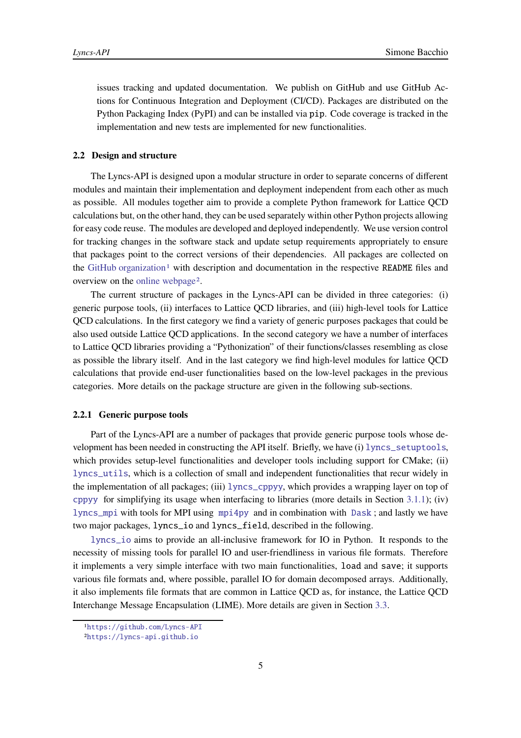issues tracking and updated documentation. We publish on GitHub and use GitHub Actions for Continuous Integration and Deployment (CI/CD). Packages are distributed on the Python Packaging Index (PyPI) and can be installed via `pip`. Code coverage is tracked in the implementation and new tests are implemented for new functionalities.

### 2.2 Design and structure

The Lyncs-API is designed upon a modular structure in order to separate concerns of different modules and maintain their implementation and deployment independent from each other as much as possible. All modules together aim to provide a complete Python framework for Lattice QCD calculations but, on the other hand, they can be used separately within other Python projects allowing for easy code reuse. The modules are developed and deployed independently. We use version control for tracking changes in the software stack and update setup requirements appropriately to ensure that packages point to the correct versions of their dependencies. All packages are collected on the GitHub organization[1] with description and documentation in the respective `README` files and overview on the online webpage[2].

The current structure of packages in the Lyncs-API can be divided in three categories: (i) generic purpose tools, (ii) interfaces to Lattice QCD libraries, and (iii) high-level tools for Lattice QCD calculations. In the first category we find a variety of generic purposes packages that could be also used outside Lattice QCD applications. In the second category we have a number of interfaces to Lattice QCD libraries providing a "Pythonization" of their functions/classes resembling as close as possible the library itself. And in the last category we find high-level modules for lattice QCD calculations that provide end-user functionalities based on the low-level packages in the previous categories. More details on the package structure are given in the following sub-sections.

#### 2.2.1 Generic purpose tools

Part of the Lyncs-API are a number of packages that provide generic purpose tools whose development has been needed in constructing the API itself. Briefly, we have (i) `lyncs_setuptools`, which provides setup-level functionalities and developer tools including support for CMake; (ii) `lyncs_utils`, which is a collection of small and independent functionalities that recur widely in the implementation of all packages; (iii) `lyncs_cppyy`, which provides a wrapping layer on top of `cppyy` for simplifying its usage when interfacing to libraries (more details in Section 3.1.1); (iv) `lyncs_mpi` with tools for MPI using `mpi4py` and in combination with `Dask`; and lastly we have two major packages, `lyncs_io` and `lyncs_field`, described in the following.

`lyncs_io` aims to provide an all-inclusive framework for IO in Python. It responds to the necessity of missing tools for parallel IO and user-friendliness in various file formats. Therefore it implements a very simple interface with two main functionalities, `load` and `save`; it supports various file formats and, where possible, parallel IO for domain decomposed arrays. Additionally, it also implements file formats that are common in Lattice QCD as, for instance, the Lattice QCD Interchange Message Encapsulation (LIME). More details are given in Section 3.3.

[1] https://github.com/Lyncs-API

[2] https://lyncs-api.github.io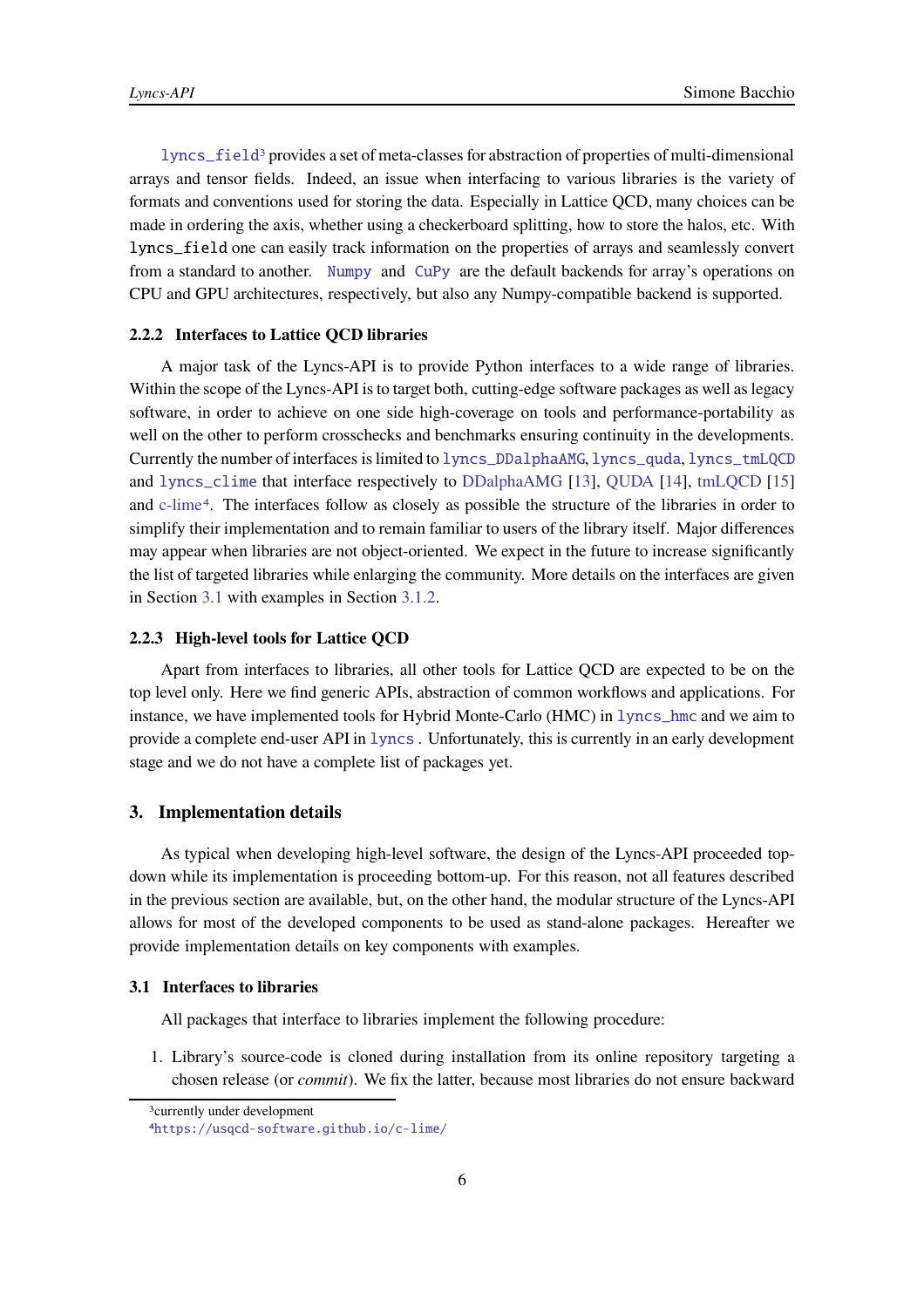lyncs_field[3] provides a set of meta-classes for abstraction of properties of multi-dimensional arrays and tensor fields. Indeed, an issue when interfacing to various libraries is the variety of formats and conventions used for storing the data. Especially in Lattice QCD, many choices can be made in ordering the axis, whether using a checkerboard splitting, how to store the halos, etc. With lyncs_field one can easily track information on the properties of arrays and seamlessly convert from a standard to another. Numpy and CuPy are the default backends for array's operations on CPU and GPU architectures, respectively, but also any Numpy-compatible backend is supported.

#### 2.2.2 Interfaces to Lattice QCD libraries

A major task of the Lyncs-API is to provide Python interfaces to a wide range of libraries. Within the scope of the Lyncs-API is to target both, cutting-edge software packages as well as legacy software, in order to achieve on one side high-coverage on tools and performance-portability as well as on the other to perform crosschecks and benchmarks ensuring continuity in the developments. Currently the number of interfaces is limited to lyncs_DDalphaAMG, lyncs_quda, lyncs_tmLQCD and lyncs_clime that interface respectively to DDalphaAMG [13], QUDA [14], tmLQCD [15] and c-lime[4]. The interfaces follow as closely as possible the structure of the libraries in order to simplify their implementation and to remain familiar to users of the library itself. Major differences may appear when libraries are not object-oriented. We expect in the future to increase significantly the list of targeted libraries while enlarging the community. More details on the interfaces are given in Section 3.1 with examples in Section 3.1.2.

#### 2.2.3 High-level tools for Lattice QCD

Apart from interfaces to libraries, all other tools for Lattice QCD are expected to be on the top level only. Here we find generic APIs, abstraction of common workflows and applications. For instance, we have implemented tools for Hybrid Monte-Carlo (HMC) in lyncs_hmc and we aim to provide a complete end-user API in lyncs . Unfortunately, this is currently in an early development stage and we do not have a complete list of packages yet.

## 3. Implementation details

As typical when developing high-level software, the design of the Lyncs-API proceeded top-down while its implementation is proceeding bottom-up. For this reason, not all features described in the previous section are available, but, on the other hand, the modular structure of the Lyncs-API allows for most of the developed components to be used as stand-alone packages. Hereafter we provide implementation details on key components with examples.

### 3.1 Interfaces to libraries

All packages that interface to libraries implement the following procedure:

1. Library's source-code is cloned during installation from its online repository targeting a chosen release (or *commit*). We fix the latter, because most libraries do not ensure backward

---

[3] currently under development

[4] https://usqcd-software.github.io/c-lime/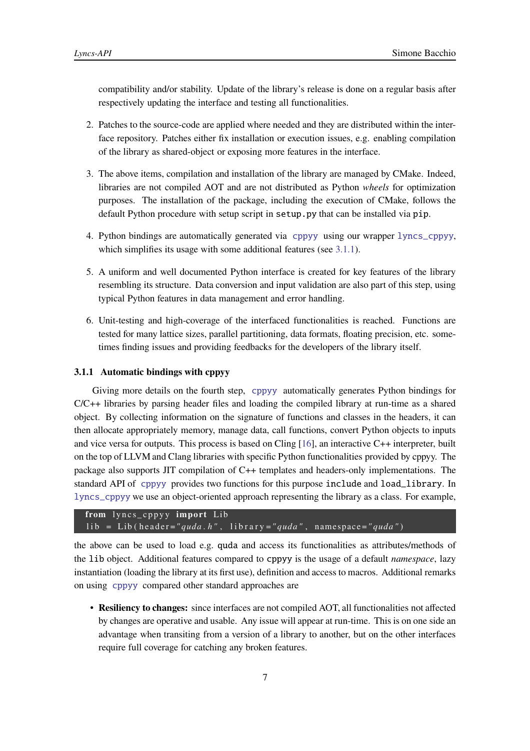compatibility and/or stability. Update of the library's release is done on a regular basis after respectively updating the interface and testing all functionalities.

2. Patches to the source-code are applied where needed and they are distributed within the interface repository. Patches either fix installation or execution issues, e.g. enabling compilation of the library as shared-object or exposing more features in the interface.

3. The above items, compilation and installation of the library are managed by CMake. Indeed, libraries are not compiled AOT and are not distributed as Python *wheels* for optimization purposes. The installation of the package, including the execution of CMake, follows the default Python procedure with setup script in `setup.py` that can be installed via `pip`.

4. Python bindings are automatically generated via `cppyy` using our wrapper `lyncs_cppyy`, which simplifies its usage with some additional features (see 3.1.1).

5. A uniform and well documented Python interface is created for key features of the library resembling its structure. Data conversion and input validation are also part of this step, using typical Python features in data management and error handling.

6. Unit-testing and high-coverage of the interfaced functionalities is reached. Functions are tested for many lattice sizes, parallel partitioning, data formats, floating precision, etc. sometimes finding issues and providing feedbacks for the developers of the library itself.

### 3.1.1 Automatic bindings with cppyy

Giving more details on the fourth step, `cppyy` automatically generates Python bindings for C/C++ libraries by parsing header files and loading the compiled library at run-time as a shared object. By collecting information on the signature of functions and classes in the headers, it can then allocate appropriately memory, manage data, call functions, convert Python objects to inputs and vice versa for outputs. This process is based on Cling [16], an interactive C++ interpreter, built on the top of LLVM and Clang libraries with specific Python functionalities provided by cppyy. The package also supports JIT compilation of C++ templates and headers-only implementations. The standard API of `cppyy` provides two functions for this purpose `include` and `load_library`. In `lyncs_cppyy` we use an object-oriented approach representing the library as a class. For example,

```python
from lyncs_cppyy import Lib
lib = Lib(header="quda.h", library="quda", namespace="quda")
```

the above can be used to load e.g. `quda` and access its functionalities as attributes/methods of the `lib` object. Additional features compared to `cppyy` is the usage of a default *namespace*, lazy instantiation (loading the library at its first use), definition and access to macros. Additional remarks on using `cppyy` compared other standard approaches are

- **Resiliency to changes:** since interfaces are not compiled AOT, all functionalities not affected by changes are operative and usable. Any issue will appear at run-time. This is on one side an advantage when transiting from a version of a library to another, but on the other interfaces require full coverage for catching any broken features.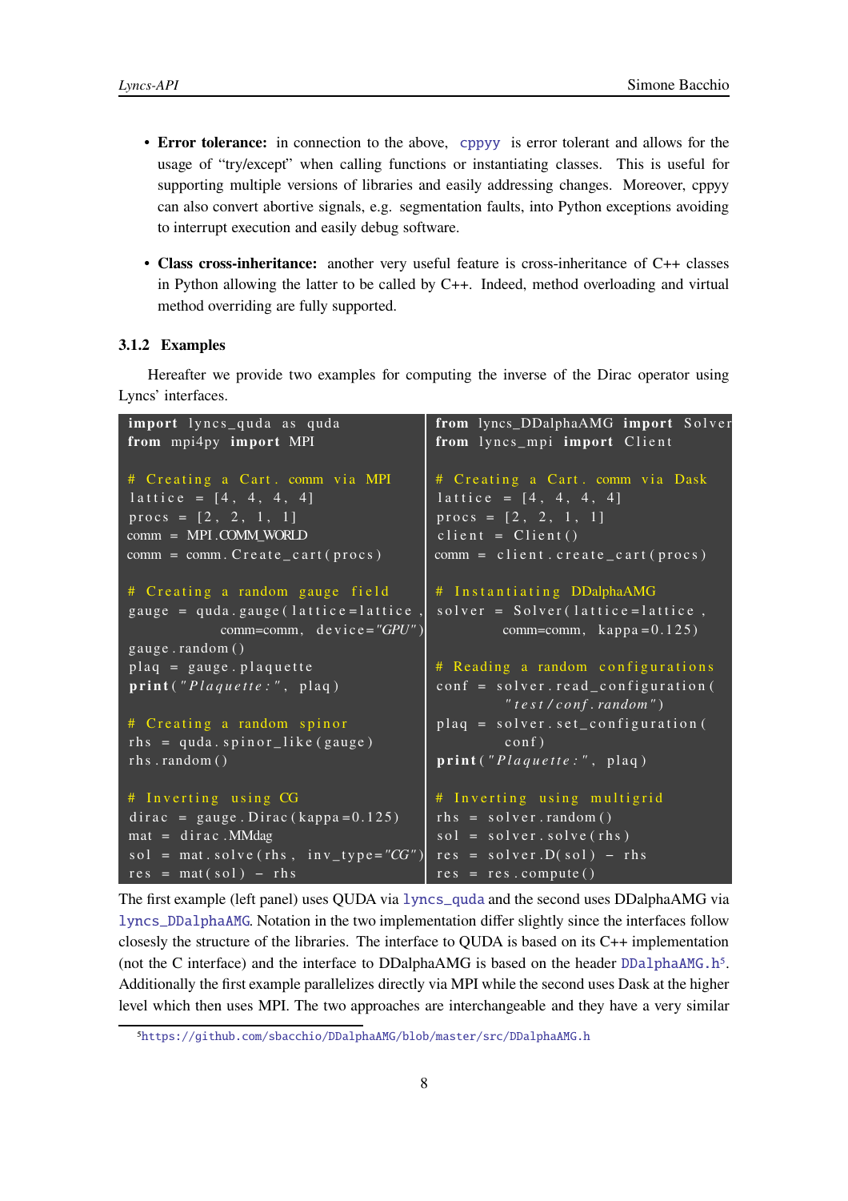- **Error tolerance:** in connection to the above, `cppyy` is error tolerant and allows for the usage of "try/except" when calling functions or instantiating classes. This is useful for supporting multiple versions of libraries and easily addressing changes. Moreover, cppyy can also convert abortive signals, e.g. segmentation faults, into Python exceptions avoiding to interrupt execution and easily debug software.

- **Class cross-inheritance:** another very useful feature is cross-inheritance of C++ classes in Python allowing the latter to be called by C++. Indeed, method overloading and virtual method overriding are fully supported.

### 3.1.2 Examples

Hereafter we provide two examples for computing the inverse of the Dirac operator using Lyncs' interfaces.

```python
import lyncs_quda as quda
from mpi4py import MPI

# Creating a Cart. comm via MPI
lattice = [4, 4, 4, 4]
procs = [2, 2, 1, 1]
comm = MPI.COMM_WORLD
comm = comm.Create_cart(procs)

# Creating a random gauge field
gauge = quda.gauge(lattice=lattice,
                   comm=comm, device="GPU")
gauge.random()
plaq = gauge.plaquette
print("Plaquette:", plaq)

# Creating a random spinor
rhs = quda.spinor_like(gauge)
rhs.random()

# Inverting using CG
dirac = gauge.Dirac(kappa=0.125)
mat = dirac.MMdag
sol = mat.solve(rhs, inv_type="CG")
res = mat(sol) - rhs
```

```python
from lyncs_DDalphaAMG import Solver
from lyncs_mpi import Client

# Creating a Cart. comm via Dask
lattice = [4, 4, 4, 4]
procs = [2, 2, 1, 1]
client = Client()
comm = client.create_cart(procs)

# Instantiating DDalphaAMG
solver = Solver(lattice=lattice,
                comm=comm, kappa=0.125)

# Reading a random configurations
conf = solver.read_configuration(
        "test/conf.random")
plaq = solver.set_configuration(
        conf)
print("Plaquette:", plaq)

# Inverting using multigrid
rhs = solver.random()
sol = solver.solve(rhs)
res = solver.D(sol) - rhs
res = res.compute()
```

The first example (left panel) uses QUDA via `lyncs_quda` and the second uses DDalphaAMG via `lyncs_DDalphaAMG`. Notation in the two implementation differ slightly since the interfaces follow closely the structure of the libraries. The interface to QUDA is based on its C++ implementation (not the C interface) and the interface to DDalphaAMG is based on the header `DDalphaAMG.h`[5]. Additionally the first example parallelizes directly via MPI while the second uses Dask at the higher level which then uses MPI. The two approaches are interchangeable and they have a very similar

[5] https://github.com/sbacchio/DDalphaAMG/blob/master/src/DDalphaAMG.h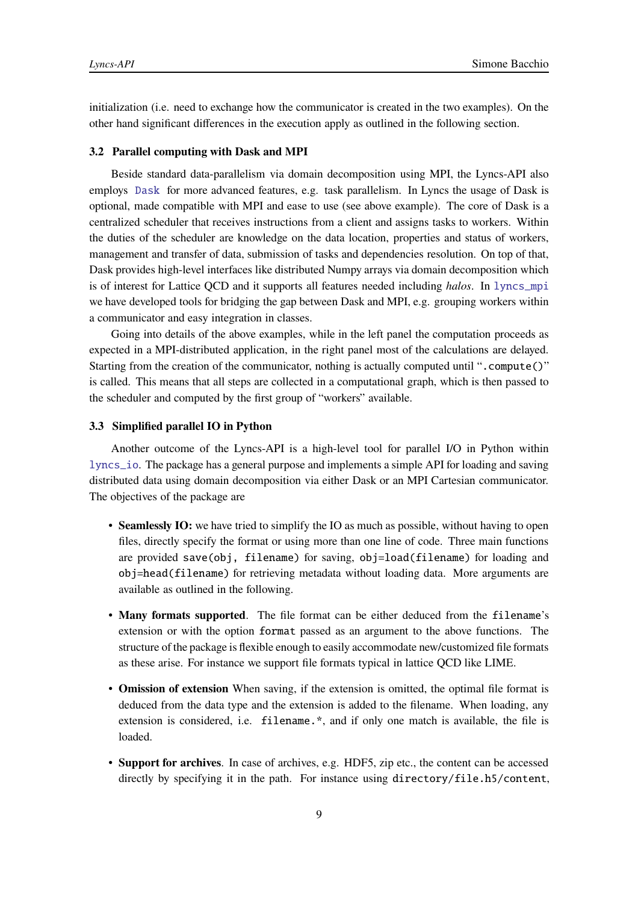initialization (i.e. need to exchange how the communicator is created in the two examples). On the other hand significant differences in the execution apply as outlined in the following section.

### 3.2 Parallel computing with Dask and MPI

Beside standard data-parallelism via domain decomposition using MPI, the Lyncs-API also employs Dask for more advanced features, e.g. task parallelism. In Lyncs the usage of Dask is optional, made compatible with MPI and ease to use (see above example). The core of Dask is a centralized scheduler that receives instructions from a client and assigns tasks to workers. Within the duties of the scheduler are knowledge on the data location, properties and status of workers, management and transfer of data, submission of tasks and dependencies resolution. On top of that, Dask provides high-level interfaces like distributed Numpy arrays via domain decomposition which is of interest for Lattice QCD and it supports all features needed including *halos*. In lyncs_mpi we have developed tools for bridging the gap between Dask and MPI, e.g. grouping workers within a communicator and easy integration in classes.

Going into details of the above examples, while in the left panel the computation proceeds as expected in a MPI-distributed application, in the right panel most of the calculations are delayed. Starting from the creation of the communicator, nothing is actually computed until "`.compute()`" is called. This means that all steps are collected in a computational graph, which is then passed to the scheduler and computed by the first group of "workers" available.

### 3.3 Simplified parallel IO in Python

Another outcome of the Lyncs-API is a high-level tool for parallel I/O in Python within lyncs_io. The package has a general purpose and implements a simple API for loading and saving distributed data using domain decomposition via either Dask or an MPI Cartesian communicator. The objectives of the package are

- **Seamlessly IO:** we have tried to simplify the IO as much as possible, without having to open files, directly specify the format or using more than one line of code. Three main functions are provided `save(obj, filename)` for saving, `obj=load(filename)` for loading and `obj=head(filename)` for retrieving metadata without loading data. More arguments are available as outlined in the following.
- **Many formats supported**. The file format can be either deduced from the `filename`'s extension or with the option `format` passed as an argument to the above functions. The structure of the package is flexible enough to easily accommodate new/customized file formats as these arise. For instance we support file formats typical in lattice QCD like LIME.
- **Omission of extension** When saving, if the extension is omitted, the optimal file format is deduced from the data type and the extension is added to the filename. When loading, any extension is considered, i.e. `filename.*`, and if only one match is available, the file is loaded.
- **Support for archives**. In case of archives, e.g. HDF5, zip etc., the content can be accessed directly by specifying it in the path. For instance using `directory/file.h5/content`,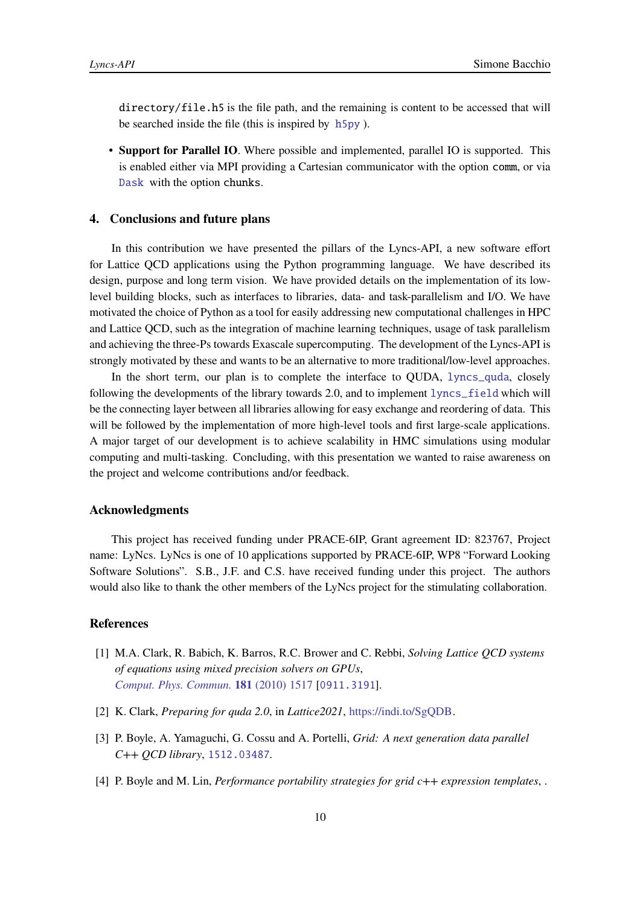directory/file.h5 is the file path, and the remaining is content to be accessed that will be searched inside the file (this is inspired by h5py ).

- **Support for Parallel IO**. Where possible and implemented, parallel IO is supported. This is enabled either via MPI providing a Cartesian communicator with the option comm, or via Dask with the option chunks.

## 4. Conclusions and future plans

In this contribution we have presented the pillars of the Lyncs-API, a new software effort for Lattice QCD applications using the Python programming language. We have described its design, purpose and long term vision. We have provided details on the implementation of its low-level building blocks, such as interfaces to libraries, data- and task-parallelism and I/O. We have motivated the choice of Python as a tool for easily addressing new computational challenges in HPC and Lattice QCD, such as the integration of machine learning techniques, usage of task parallelism and achieving the three-Ps towards Exascale supercomputing. The development of the Lyncs-API is strongly motivated by these and wants to be an alternative to more traditional/low-level approaches.

In the short term, our plan is to complete the interface to QUDA, lyncs_quda, closely following the developments of the library towards 2.0, and to implement lyncs_field which will be the connecting layer between all libraries allowing for easy exchange and reordering of data. This will be followed by the implementation of more high-level tools and first large-scale applications. A major target of our development is to achieve scalability in HMC simulations using modular computing and multi-tasking. Concluding, with this presentation we wanted to raise awareness on the project and welcome contributions and/or feedback.

### Acknowledgments

This project has received funding under PRACE-6IP, Grant agreement ID: 823767, Project name: LyNcs. LyNcs is one of 10 applications supported by PRACE-6IP, WP8 "Forward Looking Software Solutions". S.B., J.F. and C.S. have received funding under this project. The authors would also like to thank the other members of the LyNcs project for the stimulating collaboration.

### References

[1] M.A. Clark, R. Babich, K. Barros, R.C. Brower and C. Rebbi, *Solving Lattice QCD systems of equations using mixed precision solvers on GPUs*, Comput. Phys. Commun. **181** (2010) 1517 [0911.3191].

[2] K. Clark, *Preparing for quda 2.0*, in *Lattice2021*, https://indi.to/SgQDB.

[3] P. Boyle, A. Yamaguchi, G. Cossu and A. Portelli, *Grid: A next generation data parallel C++ QCD library*, 1512.03487.

[4] P. Boyle and M. Lin, *Performance portability strategies for grid c++ expression templates*, .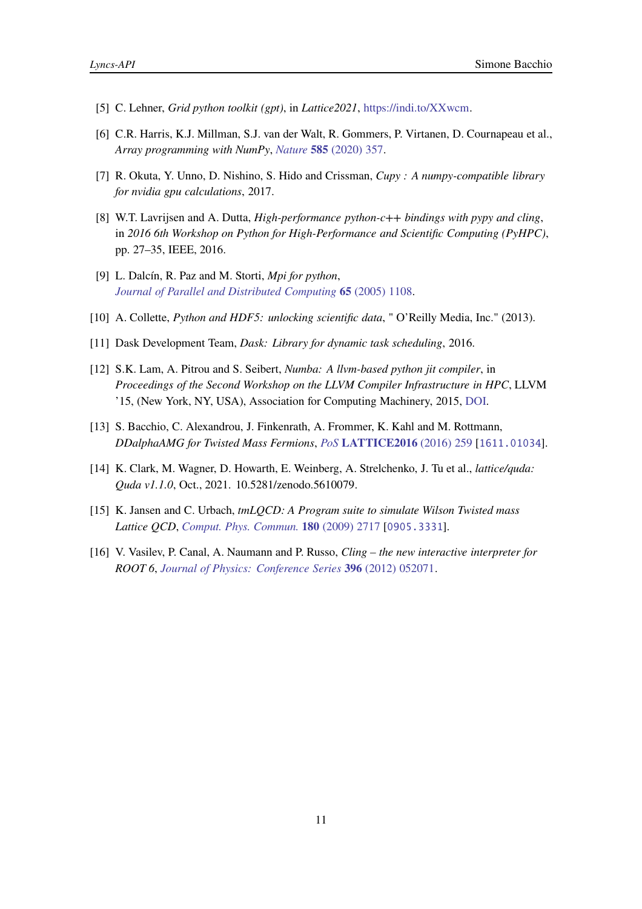[5] C. Lehner, *Grid python toolkit (gpt)*, in *Lattice2021*, https://indi.to/XXwcm.

[6] C.R. Harris, K.J. Millman, S.J. van der Walt, R. Gommers, P. Virtanen, D. Cournapeau et al., *Array programming with NumPy*, *Nature* **585** (2020) 357.

[7] R. Okuta, Y. Unno, D. Nishino, S. Hido and Crissman, *Cupy : A numpy-compatible library for nvidia gpu calculations*, 2017.

[8] W.T. Lavrijsen and A. Dutta, *High-performance python-c++ bindings with pypy and cling*, in *2016 6th Workshop on Python for High-Performance and Scientific Computing (PyHPC)*, pp. 27–35, IEEE, 2016.

[9] L. Dalcín, R. Paz and M. Storti, *Mpi for python*, *Journal of Parallel and Distributed Computing* **65** (2005) 1108.

[10] A. Collette, *Python and HDF5: unlocking scientific data*, " O'Reilly Media, Inc." (2013).

[11] Dask Development Team, *Dask: Library for dynamic task scheduling*, 2016.

[12] S.K. Lam, A. Pitrou and S. Seibert, *Numba: A llvm-based python jit compiler*, in *Proceedings of the Second Workshop on the LLVM Compiler Infrastructure in HPC*, LLVM '15, (New York, NY, USA), Association for Computing Machinery, 2015, DOI.

[13] S. Bacchio, C. Alexandrou, J. Finkenrath, A. Frommer, K. Kahl and M. Rottmann, *DDalphaAMG for Twisted Mass Fermions*, *PoS* **LATTICE2016** (2016) 259 [1611.01034].

[14] K. Clark, M. Wagner, D. Howarth, E. Weinberg, A. Strelchenko, J. Tu et al., *lattice/quda: Quda v1.1.0*, Oct., 2021. 10.5281/zenodo.5610079.

[15] K. Jansen and C. Urbach, *tmLQCD: A Program suite to simulate Wilson Twisted mass Lattice QCD*, *Comput. Phys. Commun.* **180** (2009) 2717 [0905.3331].

[16] V. Vasilev, P. Canal, A. Naumann and P. Russo, *Cling – the new interactive interpreter for ROOT 6*, *Journal of Physics: Conference Series* **396** (2012) 052071.